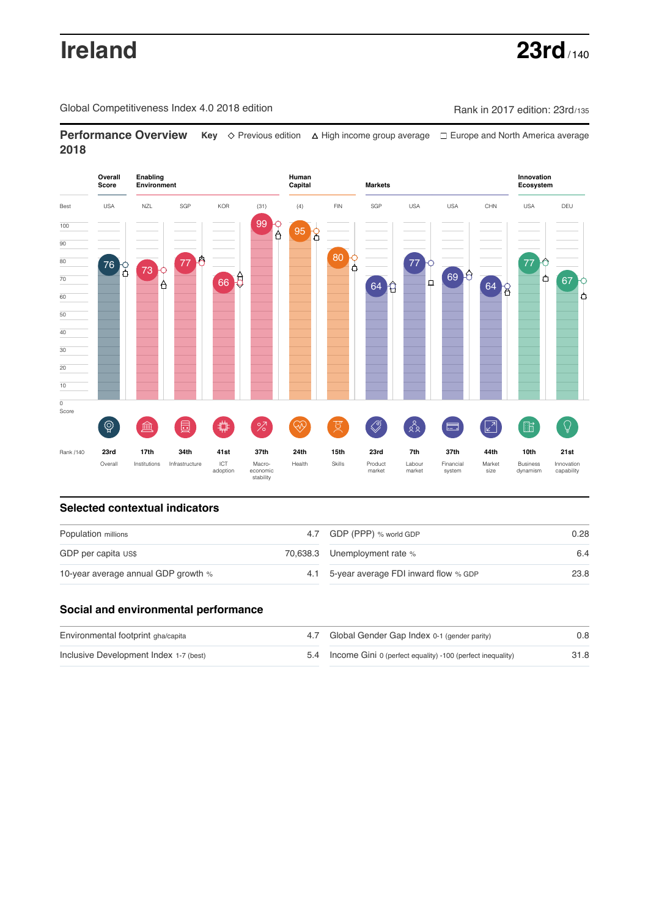# Ireland

**23rd** / 140

Global Competitiveness Index 4.0 2018 edition

Rank in 2017 edition: 23rd/135

## Performance Overview 2018

**Key** ◇ Previous edition △ High income group average □ Europe and North America average

| | Overall Score | Enabling Environment | | | | Human Capital | | Markets | | | | Innovation Ecosystem | |
|---|---|---|---|---|---|---|---|---|---|---|---|---|---|
| Best | USA | NZL | SGP | KOR | (31) | (4) | FIN | SGP | USA | USA | CHN | USA | DEU |
| Score | 76 | 73 | 77 | 66 | 99 | 95 | 80 | 64 | 77 | 69 | 64 | 77 | 67 |
| Rank /140 | 23rd | 17th | 34th | 41st | 37th | 24th | 15th | 23rd | 7th | 37th | 44th | 10th | 21st |
| | Overall | Institutions | Infrastructure | ICT adoption | Macro-economic stability | Health | Skills | Product market | Labour market | Financial system | Market size | Business dynamism | Innovation capability |

## Selected contextual indicators

| | | | |
|---|---|---|---|
| Population millions | 4.7 | GDP (PPP) % world GDP | 0.28 |
| GDP per capita US$ | 70,638.3 | Unemployment rate % | 6.4 |
| 10-year average annual GDP growth % | 4.1 | 5-year average FDI inward flow % GDP | 23.8 |

## Social and environmental performance

| | | | |
|---|---|---|---|
| Environmental footprint gha/capita | 4.7 | Global Gender Gap Index 0-1 (gender parity) | 0.8 |
| Inclusive Development Index 1-7 (best) | 5.4 | Income Gini 0 (perfect equality) -100 (perfect inequality) | 31.8 |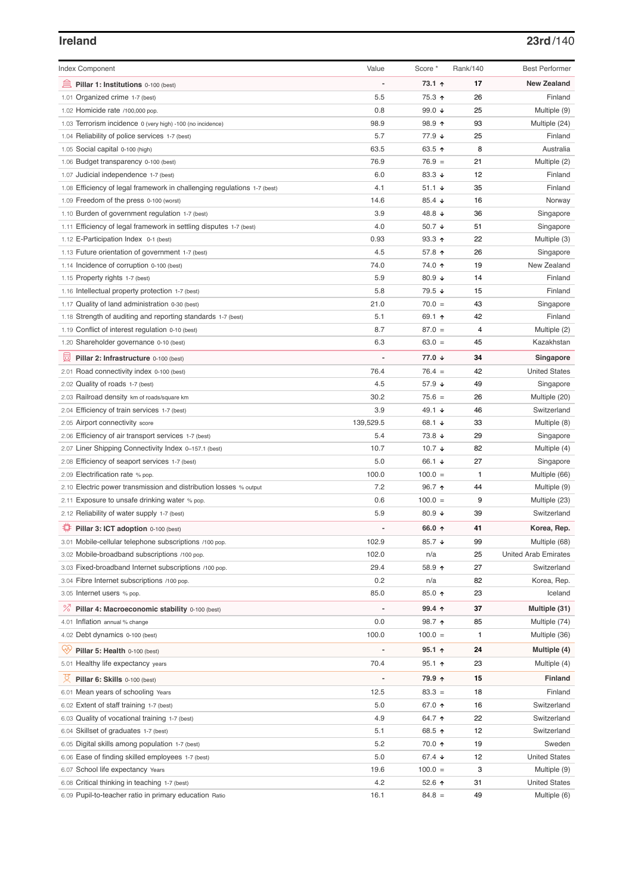## Ireland

**23rd**/140

| Index Component | Value | Score * | Rank/140 | Best Performer |
|---|---|---|---|---|
| **Pillar 1: Institutions** 0-100 (best) | - | **73.1 ↑** | **17** | **New Zealand** |
| 1.01 Organized crime 1-7 (best) | 5.5 | 75.3 ↑ | 26 | Finland |
| 1.02 Homicide rate /100,000 pop. | 0.8 | 99.0 ↓ | 25 | Multiple (9) |
| 1.03 Terrorism incidence 0 (very high) -100 (no incidence) | 98.9 | 98.9 ↑ | 93 | Multiple (24) |
| 1.04 Reliability of police services 1-7 (best) | 5.7 | 77.9 ↓ | 25 | Finland |
| 1.05 Social capital 0-100 (high) | 63.5 | 63.5 ↑ | 8 | Australia |
| 1.06 Budget transparency 0-100 (best) | 76.9 | 76.9 = | 21 | Multiple (2) |
| 1.07 Judicial independence 1-7 (best) | 6.0 | 83.3 ↓ | 12 | Finland |
| 1.08 Efficiency of legal framework in challenging regulations 1-7 (best) | 4.1 | 51.1 ↓ | 35 | Finland |
| 1.09 Freedom of the press 0-100 (worst) | 14.6 | 85.4 ↓ | 16 | Norway |
| 1.10 Burden of government regulation 1-7 (best) | 3.9 | 48.8 ↓ | 36 | Singapore |
| 1.11 Efficiency of legal framework in settling disputes 1-7 (best) | 4.0 | 50.7 ↓ | 51 | Singapore |
| 1.12 E-Participation Index 0-1 (best) | 0.93 | 93.3 ↑ | 22 | Multiple (3) |
| 1.13 Future orientation of government 1-7 (best) | 4.5 | 57.8 ↑ | 26 | Singapore |
| 1.14 Incidence of corruption 0-100 (best) | 74.0 | 74.0 ↑ | 19 | New Zealand |
| 1.15 Property rights 1-7 (best) | 5.9 | 80.9 ↓ | 14 | Finland |
| 1.16 Intellectual property protection 1-7 (best) | 5.8 | 79.5 ↓ | 15 | Finland |
| 1.17 Quality of land administration 0-30 (best) | 21.0 | 70.0 = | 43 | Singapore |
| 1.18 Strength of auditing and reporting standards 1-7 (best) | 5.1 | 69.1 ↑ | 42 | Finland |
| 1.19 Conflict of interest regulation 0-10 (best) | 8.7 | 87.0 = | 4 | Multiple (2) |
| 1.20 Shareholder governance 0-10 (best) | 6.3 | 63.0 = | 45 | Kazakhstan |
| **Pillar 2: Infrastructure** 0-100 (best) | - | **77.0 ↓** | **34** | **Singapore** |
| 2.01 Road connectivity index 0-100 (best) | 76.4 | 76.4 = | 42 | United States |
| 2.02 Quality of roads 1-7 (best) | 4.5 | 57.9 ↓ | 49 | Singapore |
| 2.03 Railroad density km of roads/square km | 30.2 | 75.6 = | 26 | Multiple (20) |
| 2.04 Efficiency of train services 1-7 (best) | 3.9 | 49.1 ↓ | 46 | Switzerland |
| 2.05 Airport connectivity score | 139,529.5 | 68.1 ↓ | 33 | Multiple (8) |
| 2.06 Efficiency of air transport services 1-7 (best) | 5.4 | 73.8 ↓ | 29 | Singapore |
| 2.07 Liner Shipping Connectivity Index 0–157.1 (best) | 10.7 | 10.7 ↓ | 82 | Multiple (4) |
| 2.08 Efficiency of seaport services 1-7 (best) | 5.0 | 66.1 ↓ | 27 | Singapore |
| 2.09 Electrification rate % pop. | 100.0 | 100.0 = | 1 | Multiple (66) |
| 2.10 Electric power transmission and distribution losses % output | 7.2 | 96.7 ↑ | 44 | Multiple (9) |
| 2.11 Exposure to unsafe drinking water % pop. | 0.6 | 100.0 = | 9 | Multiple (23) |
| 2.12 Reliability of water supply 1-7 (best) | 5.9 | 80.9 ↓ | 39 | Switzerland |
| **Pillar 3: ICT adoption** 0-100 (best) | - | **66.0 ↑** | **41** | **Korea, Rep.** |
| 3.01 Mobile-cellular telephone subscriptions /100 pop. | 102.9 | 85.7 ↓ | 99 | Multiple (68) |
| 3.02 Mobile-broadband subscriptions /100 pop. | 102.0 | n/a | 25 | United Arab Emirates |
| 3.03 Fixed-broadband Internet subscriptions /100 pop. | 29.4 | 58.9 ↑ | 27 | Switzerland |
| 3.04 Fibre Internet subscriptions /100 pop. | 0.2 | n/a | 82 | Korea, Rep. |
| 3.05 Internet users % pop. | 85.0 | 85.0 ↑ | 23 | Iceland |
| **Pillar 4: Macroeconomic stability** 0-100 (best) | - | **99.4 ↑** | **37** | **Multiple (31)** |
| 4.01 Inflation annual % change | 0.0 | 98.7 ↑ | 85 | Multiple (74) |
| 4.02 Debt dynamics 0-100 (best) | 100.0 | 100.0 = | 1 | Multiple (36) |
| **Pillar 5: Health** 0-100 (best) | - | **95.1 ↑** | **24** | **Multiple (4)** |
| 5.01 Healthy life expectancy years | 70.4 | 95.1 ↑ | 23 | Multiple (4) |
| **Pillar 6: Skills** 0-100 (best) | - | **79.9 ↑** | **15** | **Finland** |
| 6.01 Mean years of schooling Years | 12.5 | 83.3 = | 18 | Finland |
| 6.02 Extent of staff training 1-7 (best) | 5.0 | 67.0 ↑ | 16 | Switzerland |
| 6.03 Quality of vocational training 1-7 (best) | 4.9 | 64.7 ↑ | 22 | Switzerland |
| 6.04 Skillset of graduates 1-7 (best) | 5.1 | 68.5 ↑ | 12 | Switzerland |
| 6.05 Digital skills among population 1-7 (best) | 5.2 | 70.0 ↑ | 19 | Sweden |
| 6.06 Ease of finding skilled employees 1-7 (best) | 5.0 | 67.4 ↓ | 12 | United States |
| 6.07 School life expectancy Years | 19.6 | 100.0 = | 3 | Multiple (9) |
| 6.08 Critical thinking in teaching 1-7 (best) | 4.2 | 52.6 ↑ | 31 | United States |
| 6.09 Pupil-to-teacher ratio in primary education Ratio | 16.1 | 84.8 = | 49 | Multiple (6) |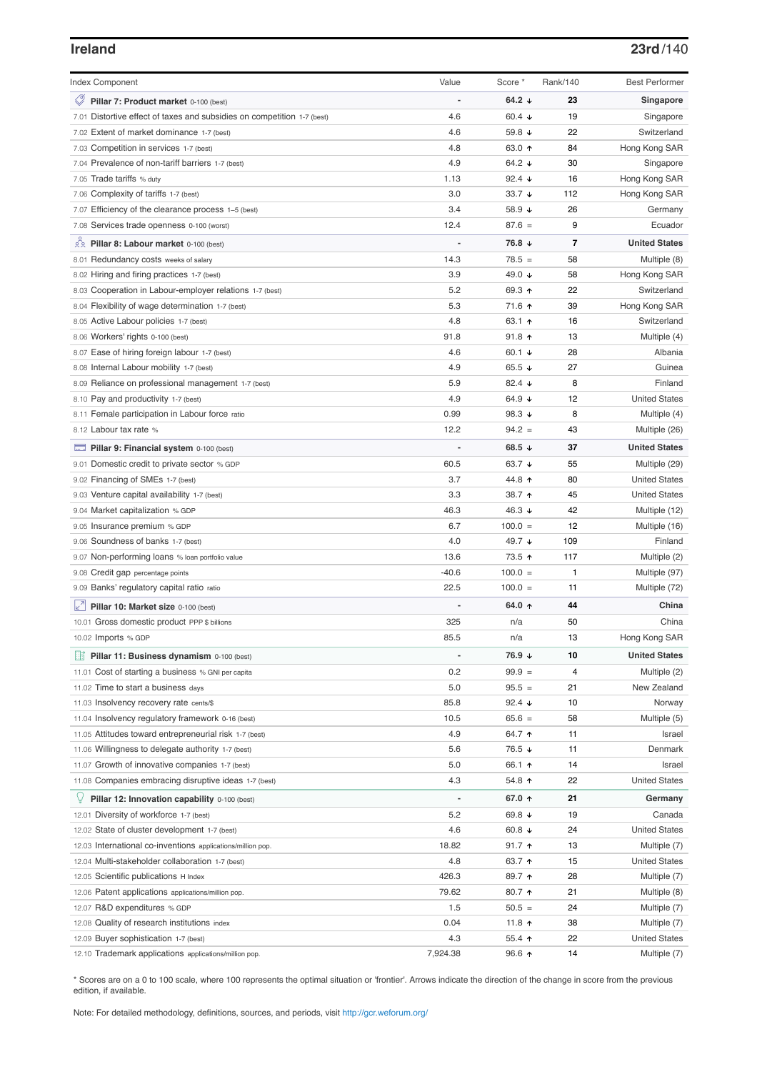## Ireland

**23rd**/140

| Index Component | Value | Score * | Rank/140 | Best Performer |
|---|---|---|---|---|
| **Pillar 7: Product market** 0-100 (best) | - | **64.2 ↓** | **23** | **Singapore** |
| 7.01 Distortive effect of taxes and subsidies on competition 1-7 (best) | 4.6 | 60.4 ↓ | 19 | Singapore |
| 7.02 Extent of market dominance 1-7 (best) | 4.6 | 59.8 ↓ | 22 | Switzerland |
| 7.03 Competition in services 1-7 (best) | 4.8 | 63.0 ↑ | 84 | Hong Kong SAR |
| 7.04 Prevalence of non-tariff barriers 1-7 (best) | 4.9 | 64.2 ↓ | 30 | Singapore |
| 7.05 Trade tariffs % duty | 1.13 | 92.4 ↓ | 16 | Hong Kong SAR |
| 7.06 Complexity of tariffs 1-7 (best) | 3.0 | 33.7 ↓ | 112 | Hong Kong SAR |
| 7.07 Efficiency of the clearance process 1–5 (best) | 3.4 | 58.9 ↓ | 26 | Germany |
| 7.08 Services trade openness 0-100 (worst) | 12.4 | 87.6 = | 9 | Ecuador |
| **Pillar 8: Labour market** 0-100 (best) | - | **76.8 ↓** | **7** | **United States** |
| 8.01 Redundancy costs weeks of salary | 14.3 | 78.5 = | 58 | Multiple (8) |
| 8.02 Hiring and firing practices 1-7 (best) | 3.9 | 49.0 ↓ | 58 | Hong Kong SAR |
| 8.03 Cooperation in Labour-employer relations 1-7 (best) | 5.2 | 69.3 ↑ | 22 | Switzerland |
| 8.04 Flexibility of wage determination 1-7 (best) | 5.3 | 71.6 ↑ | 39 | Hong Kong SAR |
| 8.05 Active Labour policies 1-7 (best) | 4.8 | 63.1 ↑ | 16 | Switzerland |
| 8.06 Workers' rights 0-100 (best) | 91.8 | 91.8 ↑ | 13 | Multiple (4) |
| 8.07 Ease of hiring foreign labour 1-7 (best) | 4.6 | 60.1 ↓ | 28 | Albania |
| 8.08 Internal Labour mobility 1-7 (best) | 4.9 | 65.5 ↓ | 27 | Guinea |
| 8.09 Reliance on professional management 1-7 (best) | 5.9 | 82.4 ↓ | 8 | Finland |
| 8.10 Pay and productivity 1-7 (best) | 4.9 | 64.9 ↓ | 12 | United States |
| 8.11 Female participation in Labour force ratio | 0.99 | 98.3 ↓ | 8 | Multiple (4) |
| 8.12 Labour tax rate % | 12.2 | 94.2 = | 43 | Multiple (26) |
| **Pillar 9: Financial system** 0-100 (best) | - | **68.5 ↓** | **37** | **United States** |
| 9.01 Domestic credit to private sector % GDP | 60.5 | 63.7 ↓ | 55 | Multiple (29) |
| 9.02 Financing of SMEs 1-7 (best) | 3.7 | 44.8 ↑ | 80 | United States |
| 9.03 Venture capital availability 1-7 (best) | 3.3 | 38.7 ↑ | 45 | United States |
| 9.04 Market capitalization % GDP | 46.3 | 46.3 ↓ | 42 | Multiple (12) |
| 9.05 Insurance premium % GDP | 6.7 | 100.0 = | 12 | Multiple (16) |
| 9.06 Soundness of banks 1-7 (best) | 4.0 | 49.7 ↓ | 109 | Finland |
| 9.07 Non-performing loans % loan portfolio value | 13.6 | 73.5 ↑ | 117 | Multiple (2) |
| 9.08 Credit gap percentage points | -40.6 | 100.0 = | 1 | Multiple (97) |
| 9.09 Banks' regulatory capital ratio ratio | 22.5 | 100.0 = | 11 | Multiple (72) |
| **Pillar 10: Market size** 0-100 (best) | - | **64.0 ↑** | **44** | **China** |
| 10.01 Gross domestic product PPP $ billions | 325 | n/a | 50 | China |
| 10.02 Imports % GDP | 85.5 | n/a | 13 | Hong Kong SAR |
| **Pillar 11: Business dynamism** 0-100 (best) | - | **76.9 ↓** | **10** | **United States** |
| 11.01 Cost of starting a business % GNI per capita | 0.2 | 99.9 = | 4 | Multiple (2) |
| 11.02 Time to start a business days | 5.0 | 95.5 = | 21 | New Zealand |
| 11.03 Insolvency recovery rate cents/$ | 85.8 | 92.4 ↓ | 10 | Norway |
| 11.04 Insolvency regulatory framework 0-16 (best) | 10.5 | 65.6 = | 58 | Multiple (5) |
| 11.05 Attitudes toward entrepreneurial risk 1-7 (best) | 4.9 | 64.7 ↑ | 11 | Israel |
| 11.06 Willingness to delegate authority 1-7 (best) | 5.6 | 76.5 ↓ | 11 | Denmark |
| 11.07 Growth of innovative companies 1-7 (best) | 5.0 | 66.1 ↑ | 14 | Israel |
| 11.08 Companies embracing disruptive ideas 1-7 (best) | 4.3 | 54.8 ↑ | 22 | United States |
| **Pillar 12: Innovation capability** 0-100 (best) | - | **67.0 ↑** | **21** | **Germany** |
| 12.01 Diversity of workforce 1-7 (best) | 5.2 | 69.8 ↓ | 19 | Canada |
| 12.02 State of cluster development 1-7 (best) | 4.6 | 60.8 ↓ | 24 | United States |
| 12.03 International co-inventions applications/million pop. | 18.82 | 91.7 ↑ | 13 | Multiple (7) |
| 12.04 Multi-stakeholder collaboration 1-7 (best) | 4.8 | 63.7 ↑ | 15 | United States |
| 12.05 Scientific publications H Index | 426.3 | 89.7 ↑ | 28 | Multiple (7) |
| 12.06 Patent applications applications/million pop. | 79.62 | 80.7 ↑ | 21 | Multiple (8) |
| 12.07 R&D expenditures % GDP | 1.5 | 50.5 = | 24 | Multiple (7) |
| 12.08 Quality of research institutions index | 0.04 | 11.8 ↑ | 38 | Multiple (7) |
| 12.09 Buyer sophistication 1-7 (best) | 4.3 | 55.4 ↑ | 22 | United States |
| 12.10 Trademark applications applications/million pop. | 7,924.38 | 96.6 ↑ | 14 | Multiple (7) |

* Scores are on a 0 to 100 scale, where 100 represents the optimal situation or 'frontier'. Arrows indicate the direction of the change in score from the previous edition, if available.

Note: For detailed methodology, definitions, sources, and periods, visit http://gcr.weforum.org/